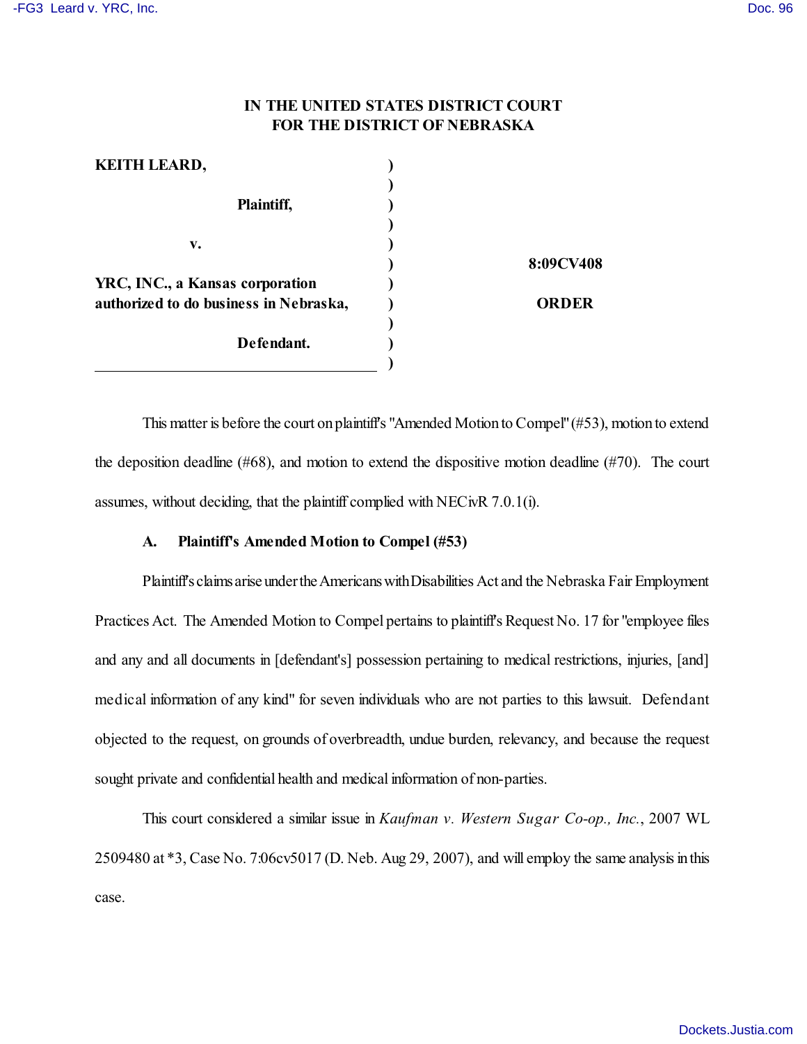**IN THE UNITED STATES DISTRICT COURT**
**FOR THE DISTRICT OF NEBRASKA**

| | | |
|---|---|---|
| **KEITH LEARD,** | ) | |
| | ) | |
| **Plaintiff,** | ) | |
| | ) | |
| **v.** | ) | |
| | ) | **8:09CV408** |
| **YRC, INC., a Kansas corporation** | ) | |
| **authorized to do business in Nebraska,** | ) | **ORDER** |
| | ) | |
| **Defendant.** | ) | |
| | ) | |

This matter is before the court on plaintiff's "Amended Motion to Compel" (#53), motion to extend the deposition deadline (#68), and motion to extend the dispositive motion deadline (#70). The court assumes, without deciding, that the plaintiff complied with NECivR 7.0.1(i).

### A. Plaintiff's Amended Motion to Compel (#53)

Plaintiff's claims arise under the Americans with Disabilities Act and the Nebraska Fair Employment Practices Act. The Amended Motion to Compel pertains to plaintiff's Request No. 17 for "employee files and any and all documents in [defendant's] possession pertaining to medical restrictions, injuries, [and] medical information of any kind" for seven individuals who are not parties to this lawsuit. Defendant objected to the request, on grounds of overbreadth, undue burden, relevancy, and because the request sought private and confidential health and medical information of non-parties.

This court considered a similar issue in *Kaufman v. Western Sugar Co-op., Inc.*, 2007 WL 2509480 at *3, Case No. 7:06cv5017 (D. Neb. Aug 29, 2007), and will employ the same analysis in this case.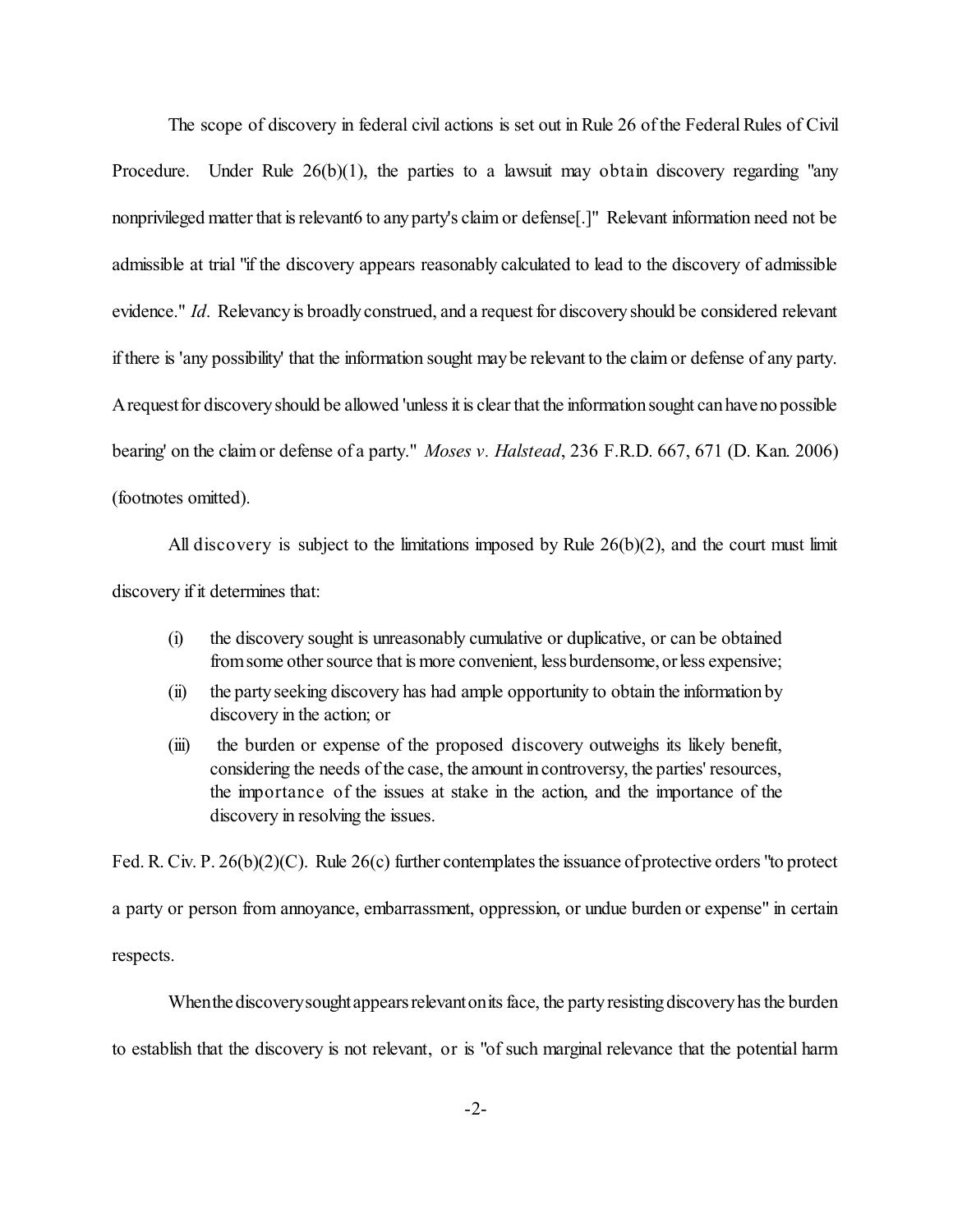The scope of discovery in federal civil actions is set out in Rule 26 of the Federal Rules of Civil Procedure. Under Rule 26(b)(1), the parties to a lawsuit may obtain discovery regarding "any nonprivileged matter that is relevant6 to any party's claim or defense[.]" Relevant information need not be admissible at trial "if the discovery appears reasonably calculated to lead to the discovery of admissible evidence." *Id*. Relevancy is broadly construed, and a request for discovery should be considered relevant if there is 'any possibility' that the information sought may be relevant to the claim or defense of any party. A request for discovery should be allowed 'unless it is clear that the information sought can have no possible bearing' on the claim or defense of a party." *Moses v. Halstead*, 236 F.R.D. 667, 671 (D. Kan. 2006) (footnotes omitted).

All discovery is subject to the limitations imposed by Rule 26(b)(2), and the court must limit discovery if it determines that:

> (i) the discovery sought is unreasonably cumulative or duplicative, or can be obtained from some other source that is more convenient, less burdensome, or less expensive;
>
> (ii) the party seeking discovery has had ample opportunity to obtain the information by discovery in the action; or
>
> (iii) the burden or expense of the proposed discovery outweighs its likely benefit, considering the needs of the case, the amount in controversy, the parties' resources, the importance of the issues at stake in the action, and the importance of the discovery in resolving the issues.

Fed. R. Civ. P. 26(b)(2)(C). Rule 26(c) further contemplates the issuance of protective orders "to protect a party or person from annoyance, embarrassment, oppression, or undue burden or expense" in certain respects.

When the discovery sought appears relevant on its face, the party resisting discovery has the burden to establish that the discovery is not relevant, or is "of such marginal relevance that the potential harm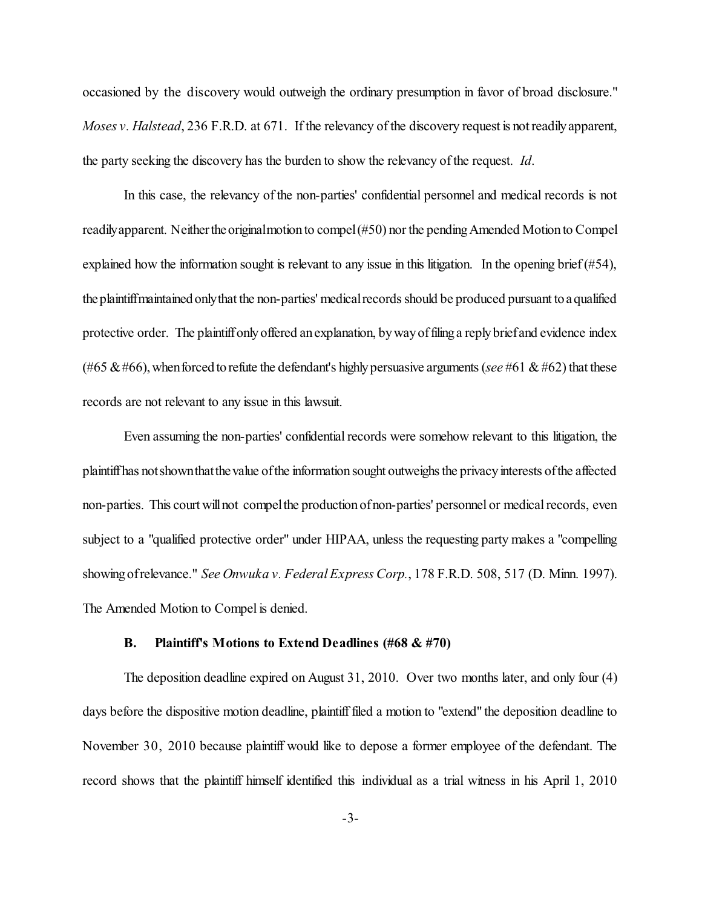occasioned by the discovery would outweigh the ordinary presumption in favor of broad disclosure." *Moses v. Halstead*, 236 F.R.D. at 671. If the relevancy of the discovery request is not readily apparent, the party seeking the discovery has the burden to show the relevancy of the request. *Id*.

In this case, the relevancy of the non-parties' confidential personnel and medical records is not readily apparent. Neither the original motion to compel (#50) nor the pending Amended Motion to Compel explained how the information sought is relevant to any issue in this litigation. In the opening brief (#54), the plaintiff maintained only that the non-parties' medical records should be produced pursuant to a qualified protective order. The plaintiff only offered an explanation, by way of filing a reply brief and evidence index (#65 & #66), when forced to refute the defendant's highly persuasive arguments (*see* #61 & #62) that these records are not relevant to any issue in this lawsuit.

Even assuming the non-parties' confidential records were somehow relevant to this litigation, the plaintiff has not shown that the value of the information sought outweighs the privacy interests of the affected non-parties. This court will not compel the production of non-parties' personnel or medical records, even subject to a "qualified protective order" under HIPAA, unless the requesting party makes a "compelling showing of relevance." *See Onwuka v. Federal Express Corp.*, 178 F.R.D. 508, 517 (D. Minn. 1997). The Amended Motion to Compel is denied.

### B. Plaintiff's Motions to Extend Deadlines (#68 & #70)

The deposition deadline expired on August 31, 2010. Over two months later, and only four (4) days before the dispositive motion deadline, plaintiff filed a motion to "extend" the deposition deadline to November 30, 2010 because plaintiff would like to depose a former employee of the defendant. The record shows that the plaintiff himself identified this individual as a trial witness in his April 1, 2010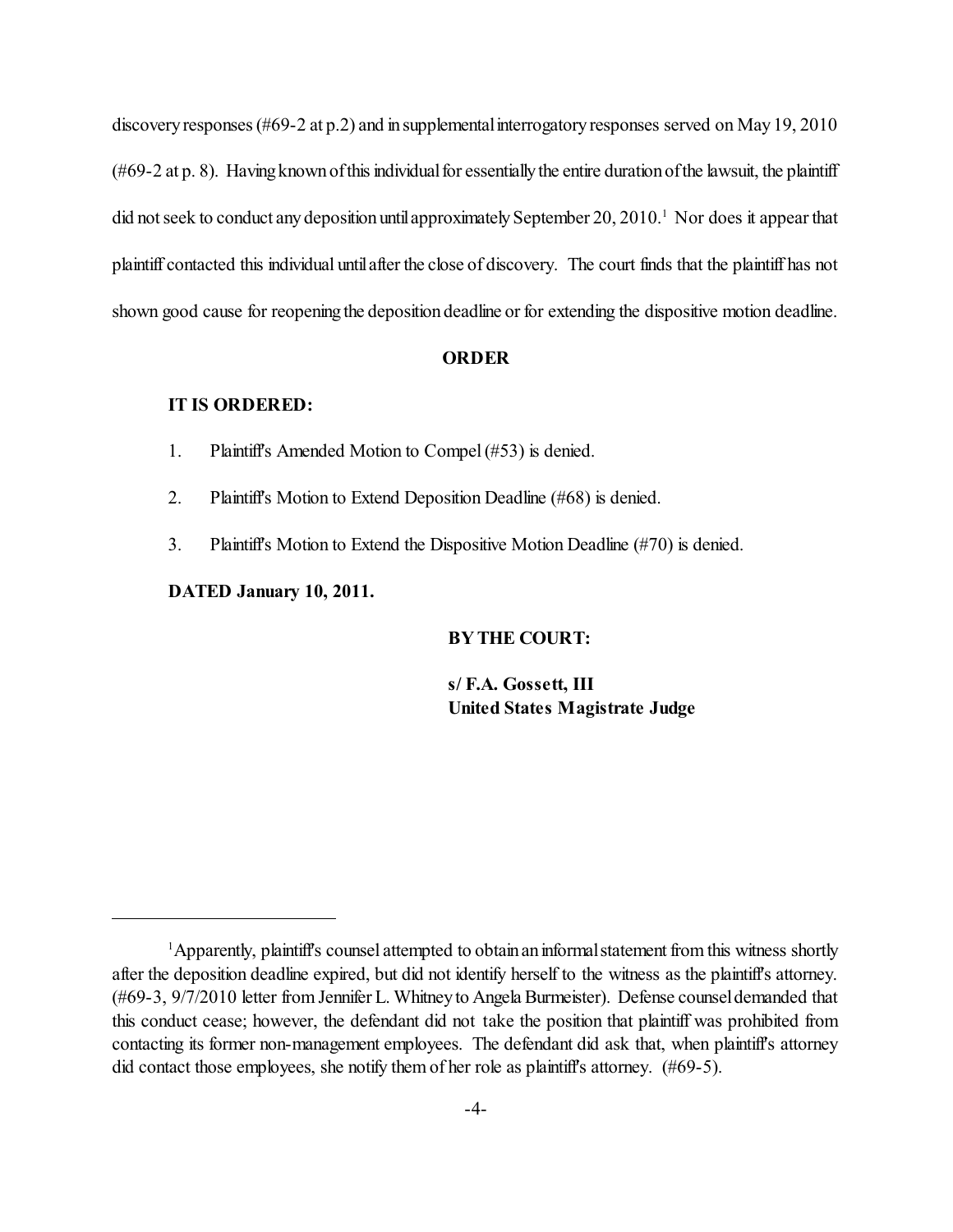discovery responses (#69-2 at p.2) and in supplemental interrogatory responses served on May 19, 2010 (#69-2 at p. 8). Having known of this individual for essentially the entire duration of the lawsuit, the plaintiff did not seek to conduct any deposition until approximately September 20, 2010.[1] Nor does it appear that plaintiff contacted this individual until after the close of discovery. The court finds that the plaintiff has not shown good cause for reopening the deposition deadline or for extending the dispositive motion deadline.

## ORDER

**IT IS ORDERED:**

1. Plaintiff's Amended Motion to Compel (#53) is denied.
2. Plaintiff's Motion to Extend Deposition Deadline (#68) is denied.
3. Plaintiff's Motion to Extend the Dispositive Motion Deadline (#70) is denied.

**DATED January 10, 2011.**

**BY THE COURT:**

**s/ F.A. Gossett, III**
**United States Magistrate Judge**

---

[1] Apparently, plaintiff's counsel attempted to obtain an informal statement from this witness shortly after the deposition deadline expired, but did not identify herself to the witness as the plaintiff's attorney. (#69-3, 9/7/2010 letter from Jennifer L. Whitney to Angela Burmeister). Defense counsel demanded that this conduct cease; however, the defendant did not take the position that plaintiff was prohibited from contacting its former non-management employees. The defendant did ask that, when plaintiff's attorney did contact those employees, she notify them of her role as plaintiff's attorney. (#69-5).